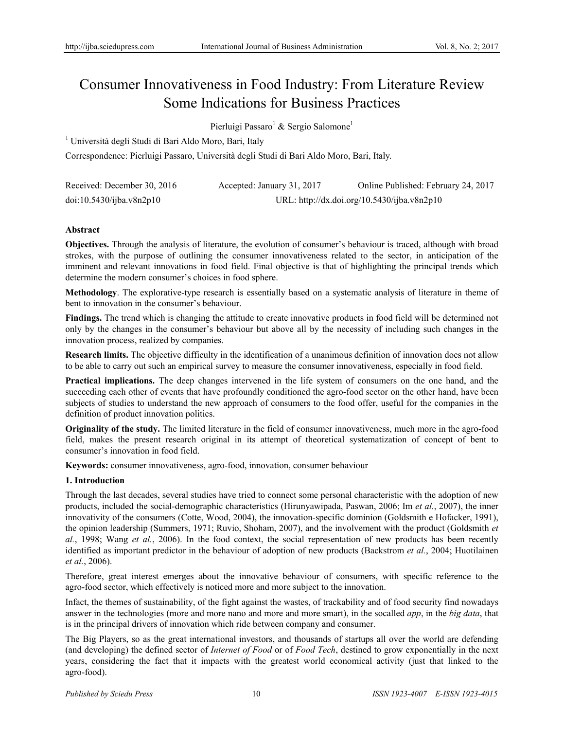# Consumer Innovativeness in Food Industry: From Literature Review Some Indications for Business Practices

Pierluigi Passaro[1] & Sergio Salomone[1]

[1] Università degli Studi di Bari Aldo Moro, Bari, Italy

Correspondence: Pierluigi Passaro, Università degli Studi di Bari Aldo Moro, Bari, Italy.

Received: December 30, 2016 Accepted: January 31, 2017 Online Published: February 24, 2017

doi:10.5430/ijba.v8n2p10 URL: http://dx.doi.org/10.5430/ijba.v8n2p10

## Abstract

**Objectives.** Through the analysis of literature, the evolution of consumer's behaviour is traced, although with broad strokes, with the purpose of outlining the consumer innovativeness related to the sector, in anticipation of the imminent and relevant innovations in food field. Final objective is that of highlighting the principal trends which determine the modern consumer's choices in food sphere.

**Methodology**. The explorative-type research is essentially based on a systematic analysis of literature in theme of bent to innovation in the consumer's behaviour.

**Findings.** The trend which is changing the attitude to create innovative products in food field will be determined not only by the changes in the consumer's behaviour but above all by the necessity of including such changes in the innovation process, realized by companies.

**Research limits.** The objective difficulty in the identification of a unanimous definition of innovation does not allow to be able to carry out such an empirical survey to measure the consumer innovativeness, especially in food field.

**Practical implications.** The deep changes intervened in the life system of consumers on the one hand, and the succeeding each other of events that have profoundly conditioned the agro-food sector on the other hand, have been subjects of studies to understand the new approach of consumers to the food offer, useful for the companies in the definition of product innovation politics.

**Originality of the study.** The limited literature in the field of consumer innovativeness, much more in the agro-food field, makes the present research original in its attempt of theoretical systematization of concept of bent to consumer's innovation in food field.

**Keywords:** consumer innovativeness, agro-food, innovation, consumer behaviour

## 1. Introduction

Through the last decades, several studies have tried to connect some personal characteristic with the adoption of new products, included the social-demographic characteristics (Hirunyawipada, Paswan, 2006; Im *et al.*, 2007), the inner innovativity of the consumers (Cotte, Wood, 2004), the innovation-specific dominion (Goldsmith e Hofacker, 1991), the opinion leadership (Summers, 1971; Ruvio, Shoham, 2007), and the involvement with the product (Goldsmith *et al.*, 1998; Wang *et al.*, 2006). In the food context, the social representation of new products has been recently identified as important predictor in the behaviour of adoption of new products (Backstrom *et al.*, 2004; Huotilainen *et al.*, 2006).

Therefore, great interest emerges about the innovative behaviour of consumers, with specific reference to the agro-food sector, which effectively is noticed more and more subject to the innovation.

Infact, the themes of sustainability, of the fight against the wastes, of trackability and of food security find nowadays answer in the technologies (more and more nano and more and more smart), in the socalled *app*, in the *big data*, that is in the principal drivers of innovation which ride between company and consumer.

The Big Players, so as the great international investors, and thousands of startups all over the world are defending (and developing) the defined sector of *Internet of Food* or of *Food Tech*, destined to grow exponentially in the next years, considering the fact that it impacts with the greatest world economical activity (just that linked to the agro-food).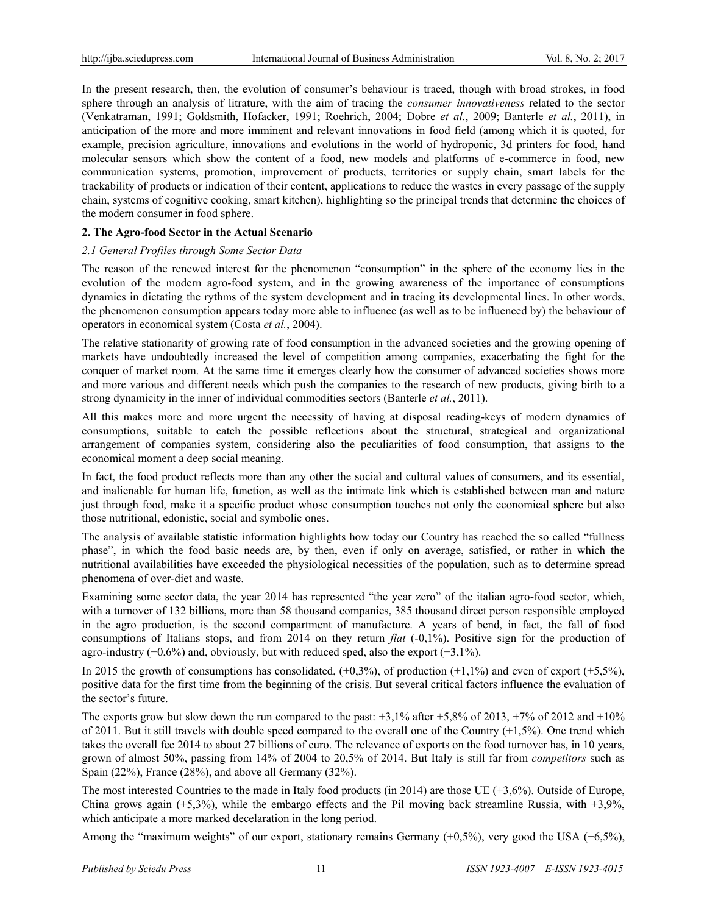In the present research, then, the evolution of consumer's behaviour is traced, though with broad strokes, in food sphere through an analysis of litrature, with the aim of tracing the *consumer innovativeness* related to the sector (Venkatraman, 1991; Goldsmith, Hofacker, 1991; Roehrich, 2004; Dobre *et al.*, 2009; Banterle *et al.*, 2011), in anticipation of the more and more imminent and relevant innovations in food field (among which it is quoted, for example, precision agriculture, innovations and evolutions in the world of hydroponic, 3d printers for food, hand molecular sensors which show the content of a food, new models and platforms of e-commerce in food, new communication systems, promotion, improvement of products, territories or supply chain, smart labels for the trackability of products or indication of their content, applications to reduce the wastes in every passage of the supply chain, systems of cognitive cooking, smart kitchen), highlighting so the principal trends that determine the choices of the modern consumer in food sphere.

## 2. The Agro-food Sector in the Actual Scenario

### *2.1 General Profiles through Some Sector Data*

The reason of the renewed interest for the phenomenon "consumption" in the sphere of the economy lies in the evolution of the modern agro-food system, and in the growing awareness of the importance of consumptions dynamics in dictating the rythms of the system development and in tracing its developmental lines. In other words, the phenomenon consumption appears today more able to influence (as well as to be influenced by) the behaviour of operators in economical system (Costa *et al.*, 2004).

The relative stationarity of growing rate of food consumption in the advanced societies and the growing opening of markets have undoubtedly increased the level of competition among companies, exacerbating the fight for the conquer of market room. At the same time it emerges clearly how the consumer of advanced societies shows more and more various and different needs which push the companies to the research of new products, giving birth to a strong dynamicity in the inner of individual commodities sectors (Banterle *et al.*, 2011).

All this makes more and more urgent the necessity of having at disposal reading-keys of modern dynamics of consumptions, suitable to catch the possible reflections about the structural, strategical and organizational arrangement of companies system, considering also the peculiarities of food consumption, that assigns to the economical moment a deep social meaning.

In fact, the food product reflects more than any other the social and cultural values of consumers, and its essential, and inalienable for human life, function, as well as the intimate link which is established between man and nature just through food, make it a specific product whose consumption touches not only the economical sphere but also those nutritional, edonistic, social and symbolic ones.

The analysis of available statistic information highlights how today our Country has reached the so called "fullness phase", in which the food basic needs are, by then, even if only on average, satisfied, or rather in which the nutritional availabilities have exceeded the physiological necessities of the population, such as to determine spread phenomena of over-diet and waste.

Examining some sector data, the year 2014 has represented "the year zero" of the italian agro-food sector, which, with a turnover of 132 billions, more than 58 thousand companies, 385 thousand direct person responsible employed in the agro production, is the second compartment of manufacture. A years of bend, in fact, the fall of food consumptions of Italians stops, and from 2014 on they return *flat* (-0,1%). Positive sign for the production of agro-industry (+0,6%) and, obviously, but with reduced sped, also the export (+3,1%).

In 2015 the growth of consumptions has consolidated, (+0,3%), of production (+1,1%) and even of export (+5,5%), positive data for the first time from the beginning of the crisis. But several critical factors influence the evaluation of the sector's future.

The exports grow but slow down the run compared to the past: +3,1% after +5,8% of 2013, +7% of 2012 and +10% of 2011. But it still travels with double speed compared to the overall one of the Country (+1,5%). One trend which takes the overall fee 2014 to about 27 billions of euro. The relevance of exports on the food turnover has, in 10 years, grown of almost 50%, passing from 14% of 2004 to 20,5% of 2014. But Italy is still far from *competitors* such as Spain (22%), France (28%), and above all Germany (32%).

The most interested Countries to the made in Italy food products (in 2014) are those UE (+3,6%). Outside of Europe, China grows again (+5,3%), while the embargo effects and the Pil moving back streamline Russia, with +3,9%, which anticipate a more marked decelaration in the long period.

Among the "maximum weights" of our export, stationary remains Germany (+0,5%), very good the USA (+6,5%),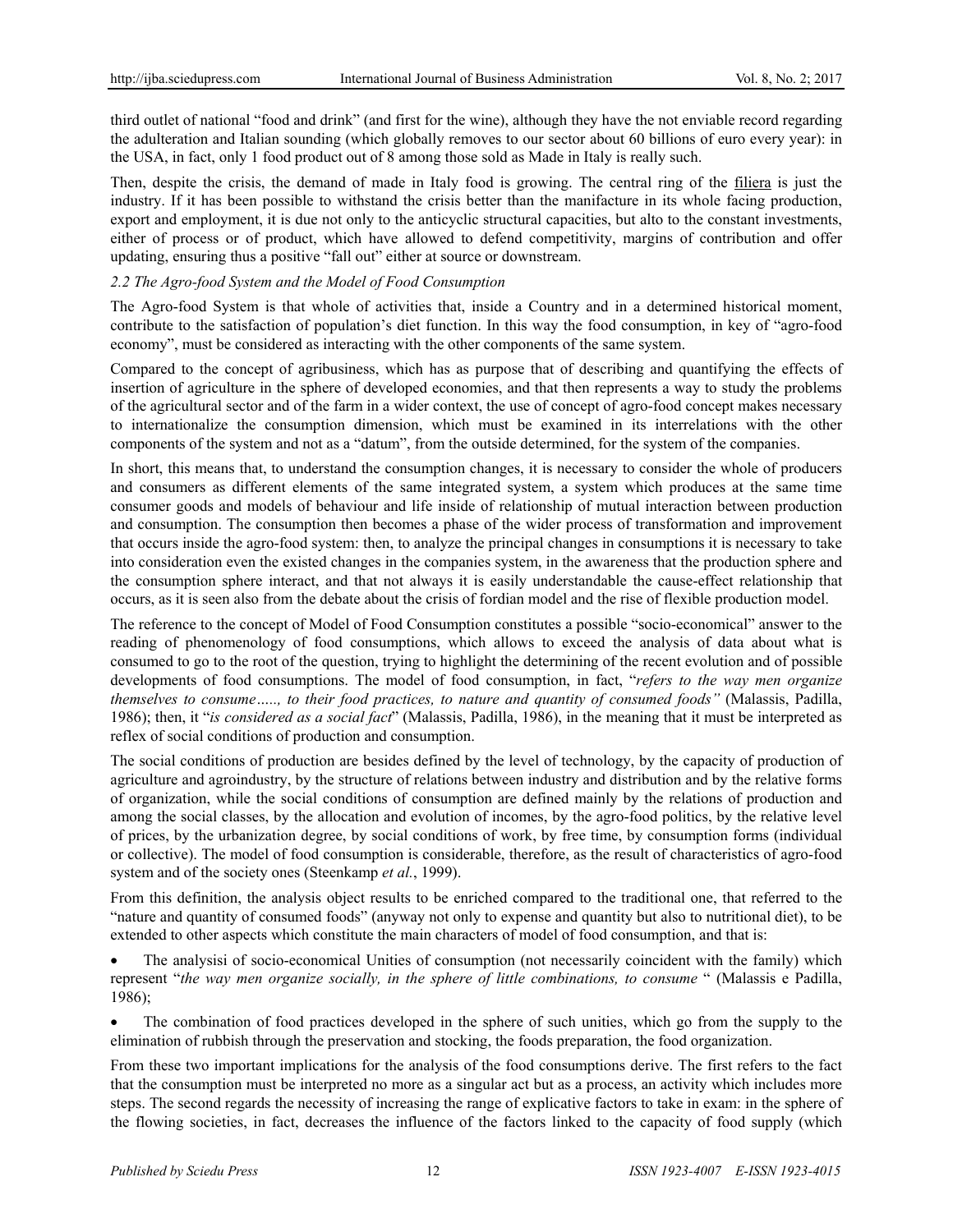third outlet of national "food and drink" (and first for the wine), although they have the not enviable record regarding the adulteration and Italian sounding (which globally removes to our sector about 60 billions of euro every year): in the USA, in fact, only 1 food product out of 8 among those sold as Made in Italy is really such.

Then, despite the crisis, the demand of made in Italy food is growing. The central ring of the filiera is just the industry. If it has been possible to withstand the crisis better than the manifacture in its whole facing production, export and employment, it is due not only to the anticyclic structural capacities, but alto to the constant investments, either of process or of product, which have allowed to defend competitivity, margins of contribution and offer updating, ensuring thus a positive "fall out" either at source or downstream.

### *2.2 The Agro-food System and the Model of Food Consumption*

The Agro-food System is that whole of activities that, inside a Country and in a determined historical moment, contribute to the satisfaction of population's diet function. In this way the food consumption, in key of "agro-food economy", must be considered as interacting with the other components of the same system.

Compared to the concept of agribusiness, which has as purpose that of describing and quantifying the effects of insertion of agriculture in the sphere of developed economies, and that then represents a way to study the problems of the agricultural sector and of the farm in a wider context, the use of concept of agro-food concept makes necessary to internationalize the consumption dimension, which must be examined in its interrelations with the other components of the system and not as a "datum", from the outside determined, for the system of the companies.

In short, this means that, to understand the consumption changes, it is necessary to consider the whole of producers and consumers as different elements of the same integrated system, a system which produces at the same time consumer goods and models of behaviour and life inside of relationship of mutual interaction between production and consumption. The consumption then becomes a phase of the wider process of transformation and improvement that occurs inside the agro-food system: then, to analyze the principal changes in consumptions it is necessary to take into consideration even the existed changes in the companies system, in the awareness that the production sphere and the consumption sphere interact, and that not always it is easily understandable the cause-effect relationship that occurs, as it is seen also from the debate about the crisis of fordian model and the rise of flexible production model.

The reference to the concept of Model of Food Consumption constitutes a possible "socio-economical" answer to the reading of phenomenology of food consumptions, which allows to exceed the analysis of data about what is consumed to go to the root of the question, trying to highlight the determining of the recent evolution and of possible developments of food consumptions. The model of food consumption, in fact, "*refers to the way men organize themselves to consume….., to their food practices, to nature and quantity of consumed foods"* (Malassis, Padilla, 1986); then, it "*is considered as a social fact*" (Malassis, Padilla, 1986), in the meaning that it must be interpreted as reflex of social conditions of production and consumption.

The social conditions of production are besides defined by the level of technology, by the capacity of production of agriculture and agroindustry, by the structure of relations between industry and distribution and by the relative forms of organization, while the social conditions of consumption are defined mainly by the relations of production and among the social classes, by the allocation and evolution of incomes, by the agro-food politics, by the relative level of prices, by the urbanization degree, by social conditions of work, by free time, by consumption forms (individual or collective). The model of food consumption is considerable, therefore, as the result of characteristics of agro-food system and of the society ones (Steenkamp *et al.*, 1999).

From this definition, the analysis object results to be enriched compared to the traditional one, that referred to the "nature and quantity of consumed foods" (anyway not only to expense and quantity but also to nutritional diet), to be extended to other aspects which constitute the main characters of model of food consumption, and that is:

- The analysisi of socio-economical Unities of consumption (not necessarily coincident with the family) which represent "*the way men organize socially, in the sphere of little combinations, to consume* " (Malassis e Padilla, 1986);
- The combination of food practices developed in the sphere of such unities, which go from the supply to the elimination of rubbish through the preservation and stocking, the foods preparation, the food organization.

From these two important implications for the analysis of the food consumptions derive. The first refers to the fact that the consumption must be interpreted no more as a singular act but as a process, an activity which includes more steps. The second regards the necessity of increasing the range of explicative factors to take in exam: in the sphere of the flowing societies, in fact, decreases the influence of the factors linked to the capacity of food supply (which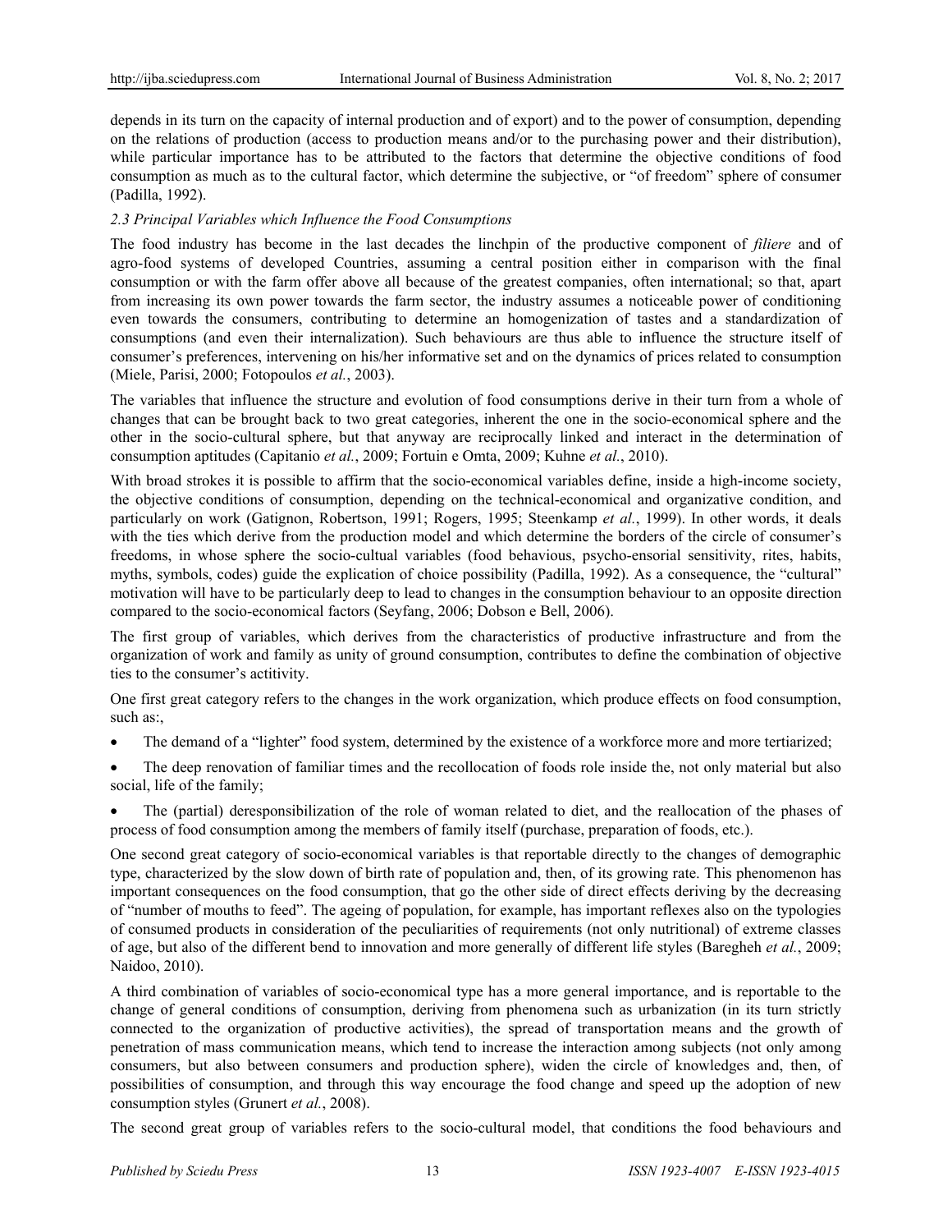depends in its turn on the capacity of internal production and of export) and to the power of consumption, depending on the relations of production (access to production means and/or to the purchasing power and their distribution), while particular importance has to be attributed to the factors that determine the objective conditions of food consumption as much as to the cultural factor, which determine the subjective, or "of freedom" sphere of consumer (Padilla, 1992).

### *2.3 Principal Variables which Influence the Food Consumptions*

The food industry has become in the last decades the linchpin of the productive component of *filiere* and of agro-food systems of developed Countries, assuming a central position either in comparison with the final consumption or with the farm offer above all because of the greatest companies, often international; so that, apart from increasing its own power towards the farm sector, the industry assumes a noticeable power of conditioning even towards the consumers, contributing to determine an homogenization of tastes and a standardization of consumptions (and even their internalization). Such behaviours are thus able to influence the structure itself of consumer's preferences, intervening on his/her informative set and on the dynamics of prices related to consumption (Miele, Parisi, 2000; Fotopoulos *et al.*, 2003).

The variables that influence the structure and evolution of food consumptions derive in their turn from a whole of changes that can be brought back to two great categories, inherent the one in the socio-economical sphere and the other in the socio-cultural sphere, but that anyway are reciprocally linked and interact in the determination of consumption aptitudes (Capitanio *et al.*, 2009; Fortuin e Omta, 2009; Kuhne *et al.*, 2010).

With broad strokes it is possible to affirm that the socio-economical variables define, inside a high-income society, the objective conditions of consumption, depending on the technical-economical and organizative condition, and particularly on work (Gatignon, Robertson, 1991; Rogers, 1995; Steenkamp *et al.*, 1999). In other words, it deals with the ties which derive from the production model and which determine the borders of the circle of consumer's freedoms, in whose sphere the socio-cultual variables (food behavious, psycho-ensorial sensitivity, rites, habits, myths, symbols, codes) guide the explication of choice possibility (Padilla, 1992). As a consequence, the "cultural" motivation will have to be particularly deep to lead to changes in the consumption behaviour to an opposite direction compared to the socio-economical factors (Seyfang, 2006; Dobson e Bell, 2006).

The first group of variables, which derives from the characteristics of productive infrastructure and from the organization of work and family as unity of ground consumption, contributes to define the combination of objective ties to the consumer's actitivity.

One first great category refers to the changes in the work organization, which produce effects on food consumption, such as:,

- The demand of a "lighter" food system, determined by the existence of a workforce more and more tertiarized;
- The deep renovation of familiar times and the recollocation of foods role inside the, not only material but also social, life of the family;
- The (partial) deresponsibilization of the role of woman related to diet, and the reallocation of the phases of process of food consumption among the members of family itself (purchase, preparation of foods, etc.).

One second great category of socio-economical variables is that reportable directly to the changes of demographic type, characterized by the slow down of birth rate of population and, then, of its growing rate. This phenomenon has important consequences on the food consumption, that go the other side of direct effects deriving by the decreasing of "number of mouths to feed". The ageing of population, for example, has important reflexes also on the typologies of consumed products in consideration of the peculiarities of requirements (not only nutritional) of extreme classes of age, but also of the different bend to innovation and more generally of different life styles (Baregheh *et al.*, 2009; Naidoo, 2010).

A third combination of variables of socio-economical type has a more general importance, and is reportable to the change of general conditions of consumption, deriving from phenomena such as urbanization (in its turn strictly connected to the organization of productive activities), the spread of transportation means and the growth of penetration of mass communication means, which tend to increase the interaction among subjects (not only among consumers, but also between consumers and production sphere), widen the circle of knowledges and, then, of possibilities of consumption, and through this way encourage the food change and speed up the adoption of new consumption styles (Grunert *et al.*, 2008).

The second great group of variables refers to the socio-cultural model, that conditions the food behaviours and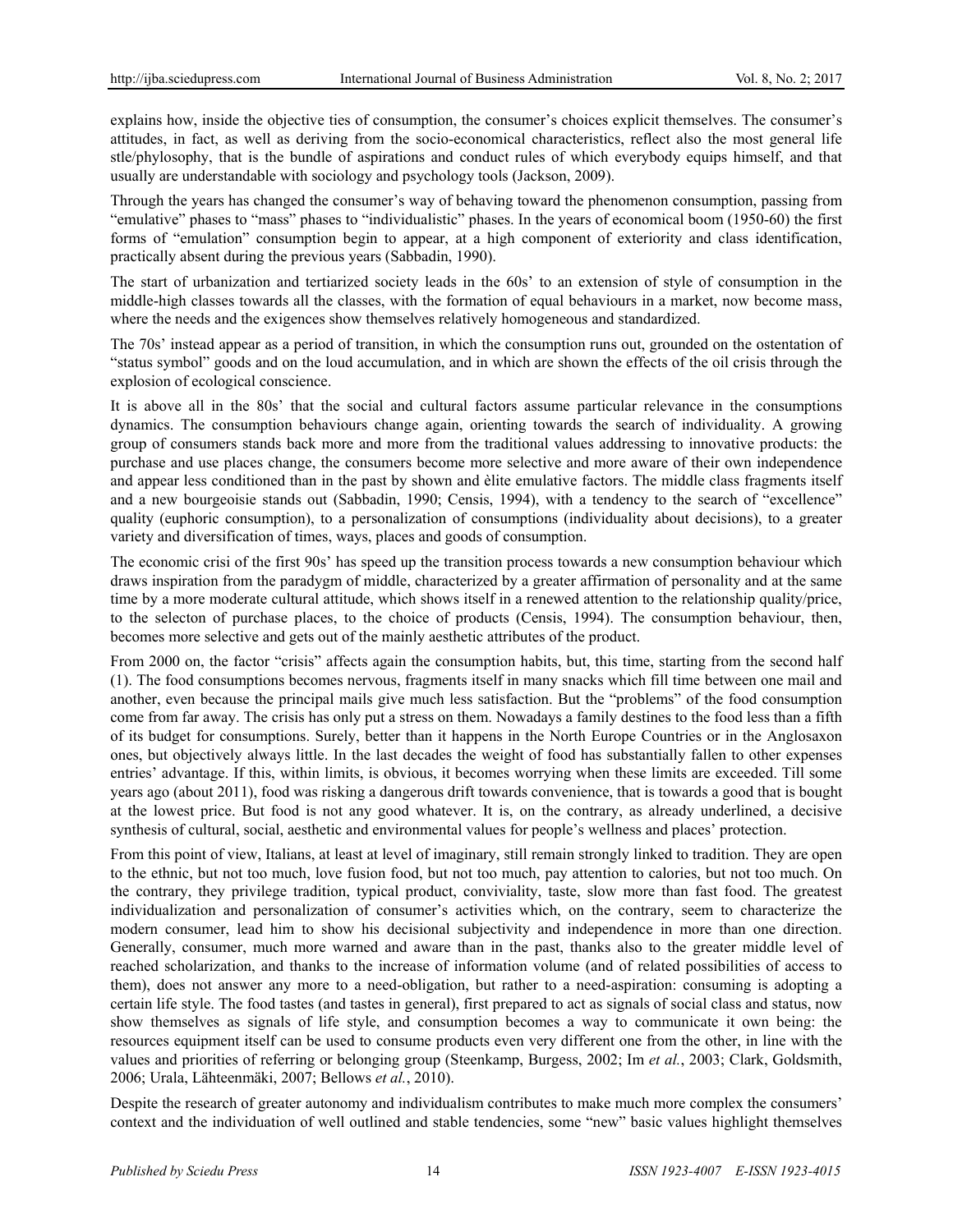explains how, inside the objective ties of consumption, the consumer's choices explicit themselves. The consumer's attitudes, in fact, as well as deriving from the socio-economical characteristics, reflect also the most general life stle/phylosophy, that is the bundle of aspirations and conduct rules of which everybody equips himself, and that usually are understandable with sociology and psychology tools (Jackson, 2009).

Through the years has changed the consumer's way of behaving toward the phenomenon consumption, passing from "emulative" phases to "mass" phases to "individualistic" phases. In the years of economical boom (1950-60) the first forms of "emulation" consumption begin to appear, at a high component of exteriority and class identification, practically absent during the previous years (Sabbadin, 1990).

The start of urbanization and tertiarized society leads in the 60s' to an extension of style of consumption in the middle-high classes towards all the classes, with the formation of equal behaviours in a market, now become mass, where the needs and the exigences show themselves relatively homogeneous and standardized.

The 70s' instead appear as a period of transition, in which the consumption runs out, grounded on the ostentation of "status symbol" goods and on the loud accumulation, and in which are shown the effects of the oil crisis through the explosion of ecological conscience.

It is above all in the 80s' that the social and cultural factors assume particular relevance in the consumptions dynamics. The consumption behaviours change again, orienting towards the search of individuality. A growing group of consumers stands back more and more from the traditional values addressing to innovative products: the purchase and use places change, the consumers become more selective and more aware of their own independence and appear less conditioned than in the past by shown and èlite emulative factors. The middle class fragments itself and a new bourgeoisie stands out (Sabbadin, 1990; Censis, 1994), with a tendency to the search of "excellence" quality (euphoric consumption), to a personalization of consumptions (individuality about decisions), to a greater variety and diversification of times, ways, places and goods of consumption.

The economic crisi of the first 90s' has speed up the transition process towards a new consumption behaviour which draws inspiration from the paradygm of middle, characterized by a greater affirmation of personality and at the same time by a more moderate cultural attitude, which shows itself in a renewed attention to the relationship quality/price, to the selecton of purchase places, to the choice of products (Censis, 1994). The consumption behaviour, then, becomes more selective and gets out of the mainly aesthetic attributes of the product.

From 2000 on, the factor "crisis" affects again the consumption habits, but, this time, starting from the second half (1). The food consumptions becomes nervous, fragments itself in many snacks which fill time between one mail and another, even because the principal mails give much less satisfaction. But the "problems" of the food consumption come from far away. The crisis has only put a stress on them. Nowadays a family destines to the food less than a fifth of its budget for consumptions. Surely, better than it happens in the North Europe Countries or in the Anglosaxon ones, but objectively always little. In the last decades the weight of food has substantially fallen to other expenses entries' advantage. If this, within limits, is obvious, it becomes worrying when these limits are exceeded. Till some years ago (about 2011), food was risking a dangerous drift towards convenience, that is towards a good that is bought at the lowest price. But food is not any good whatever. It is, on the contrary, as already underlined, a decisive synthesis of cultural, social, aesthetic and environmental values for people's wellness and places' protection.

From this point of view, Italians, at least at level of imaginary, still remain strongly linked to tradition. They are open to the ethnic, but not too much, love fusion food, but not too much, pay attention to calories, but not too much. On the contrary, they privilege tradition, typical product, conviviality, taste, slow more than fast food. The greatest individualization and personalization of consumer's activities which, on the contrary, seem to characterize the modern consumer, lead him to show his decisional subjectivity and independence in more than one direction. Generally, consumer, much more warned and aware than in the past, thanks also to the greater middle level of reached scholarization, and thanks to the increase of information volume (and of related possibilities of access to them), does not answer any more to a need-obligation, but rather to a need-aspiration: consuming is adopting a certain life style. The food tastes (and tastes in general), first prepared to act as signals of social class and status, now show themselves as signals of life style, and consumption becomes a way to communicate it own being: the resources equipment itself can be used to consume products even very different one from the other, in line with the values and priorities of referring or belonging group (Steenkamp, Burgess, 2002; Im *et al.*, 2003; Clark, Goldsmith, 2006; Urala, Lähteenmäki, 2007; Bellows *et al.*, 2010).

Despite the research of greater autonomy and individualism contributes to make much more complex the consumers' context and the individuation of well outlined and stable tendencies, some "new" basic values highlight themselves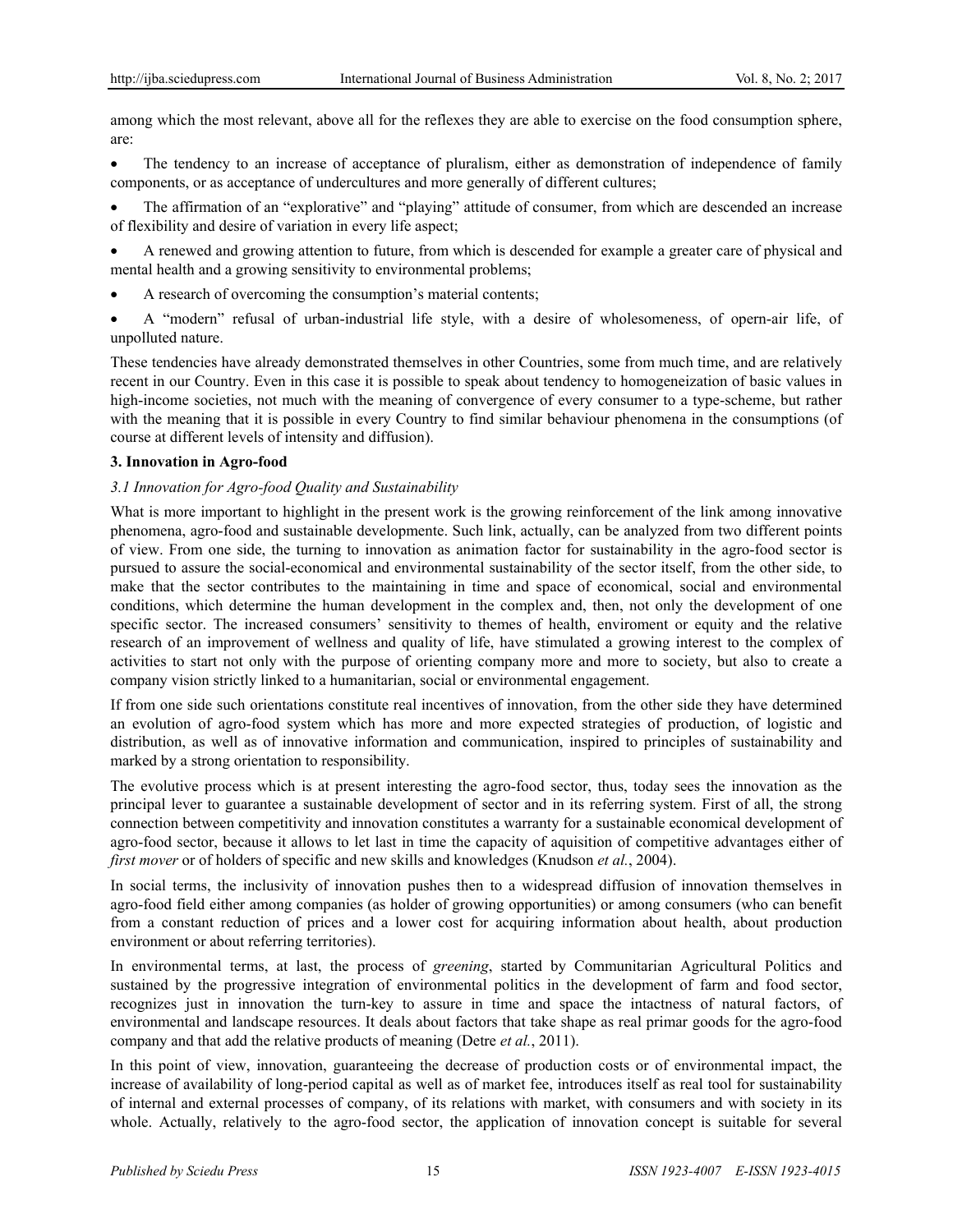among which the most relevant, above all for the reflexes they are able to exercise on the food consumption sphere, are:

- The tendency to an increase of acceptance of pluralism, either as demonstration of independence of family components, or as acceptance of undercultures and more generally of different cultures;
- The affirmation of an "explorative" and "playing" attitude of consumer, from which are descended an increase of flexibility and desire of variation in every life aspect;
- A renewed and growing attention to future, from which is descended for example a greater care of physical and mental health and a growing sensitivity to environmental problems;
- A research of overcoming the consumption's material contents;
- A "modern" refusal of urban-industrial life style, with a desire of wholesomeness, of opern-air life, of unpolluted nature.

These tendencies have already demonstrated themselves in other Countries, some from much time, and are relatively recent in our Country. Even in this case it is possible to speak about tendency to homogeneization of basic values in high-income societies, not much with the meaning of convergence of every consumer to a type-scheme, but rather with the meaning that it is possible in every Country to find similar behaviour phenomena in the consumptions (of course at different levels of intensity and diffusion).

## 3. Innovation in Agro-food

### *3.1 Innovation for Agro-food Quality and Sustainability*

What is more important to highlight in the present work is the growing reinforcement of the link among innovative phenomena, agro-food and sustainable developmente. Such link, actually, can be analyzed from two different points of view. From one side, the turning to innovation as animation factor for sustainability in the agro-food sector is pursued to assure the social-economical and environmental sustainability of the sector itself, from the other side, to make that the sector contributes to the maintaining in time and space of economical, social and environmental conditions, which determine the human development in the complex and, then, not only the development of one specific sector. The increased consumers' sensitivity to themes of health, enviroment or equity and the relative research of an improvement of wellness and quality of life, have stimulated a growing interest to the complex of activities to start not only with the purpose of orienting company more and more to society, but also to create a company vision strictly linked to a humanitarian, social or environmental engagement.

If from one side such orientations constitute real incentives of innovation, from the other side they have determined an evolution of agro-food system which has more and more expected strategies of production, of logistic and distribution, as well as of innovative information and communication, inspired to principles of sustainability and marked by a strong orientation to responsibility.

The evolutive process which is at present interesting the agro-food sector, thus, today sees the innovation as the principal lever to guarantee a sustainable development of sector and in its referring system. First of all, the strong connection between competitivity and innovation constitutes a warranty for a sustainable economical development of agro-food sector, because it allows to let last in time the capacity of aquisition of competitive advantages either of *first mover* or of holders of specific and new skills and knowledges (Knudson *et al.*, 2004).

In social terms, the inclusivity of innovation pushes then to a widespread diffusion of innovation themselves in agro-food field either among companies (as holder of growing opportunities) or among consumers (who can benefit from a constant reduction of prices and a lower cost for acquiring information about health, about production environment or about referring territories).

In environmental terms, at last, the process of *greening*, started by Communitarian Agricultural Politics and sustained by the progressive integration of environmental politics in the development of farm and food sector, recognizes just in innovation the turn-key to assure in time and space the intactness of natural factors, of environmental and landscape resources. It deals about factors that take shape as real primar goods for the agro-food company and that add the relative products of meaning (Detre *et al.*, 2011).

In this point of view, innovation, guaranteeing the decrease of production costs or of environmental impact, the increase of availability of long-period capital as well as of market fee, introduces itself as real tool for sustainability of internal and external processes of company, of its relations with market, with consumers and with society in its whole. Actually, relatively to the agro-food sector, the application of innovation concept is suitable for several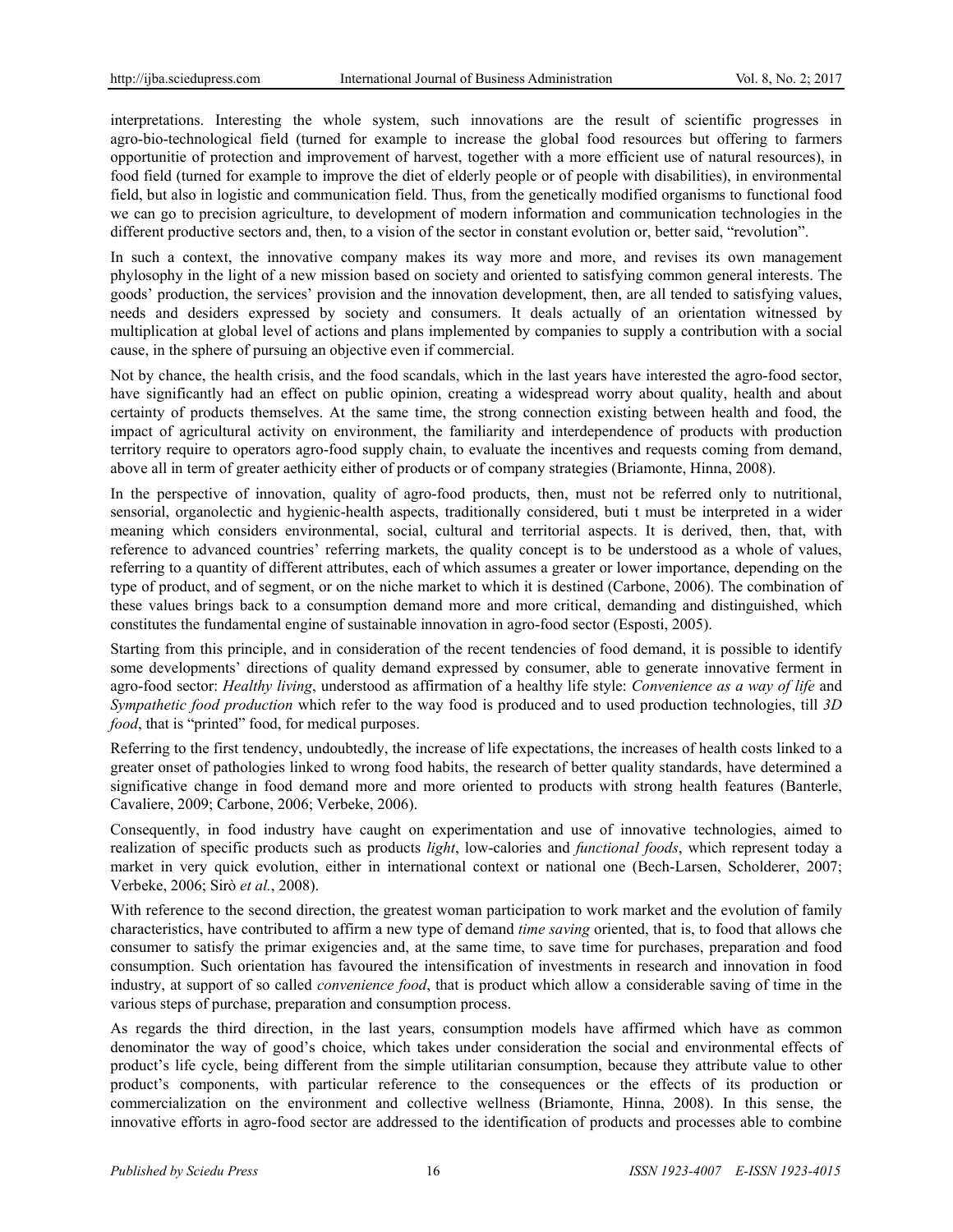interpretations. Interesting the whole system, such innovations are the result of scientific progresses in agro-bio-technological field (turned for example to increase the global food resources but offering to farmers opportunitie of protection and improvement of harvest, together with a more efficient use of natural resources), in food field (turned for example to improve the diet of elderly people or of people with disabilities), in environmental field, but also in logistic and communication field. Thus, from the genetically modified organisms to functional food we can go to precision agriculture, to development of modern information and communication technologies in the different productive sectors and, then, to a vision of the sector in constant evolution or, better said, "revolution".

In such a context, the innovative company makes its way more and more, and revises its own management phylosophy in the light of a new mission based on society and oriented to satisfying common general interests. The goods' production, the services' provision and the innovation development, then, are all tended to satisfying values, needs and desiders expressed by society and consumers. It deals actually of an orientation witnessed by multiplication at global level of actions and plans implemented by companies to supply a contribution with a social cause, in the sphere of pursuing an objective even if commercial.

Not by chance, the health crisis, and the food scandals, which in the last years have interested the agro-food sector, have significantly had an effect on public opinion, creating a widespread worry about quality, health and about certainty of products themselves. At the same time, the strong connection existing between health and food, the impact of agricultural activity on environment, the familiarity and interdependence of products with production territory require to operators agro-food supply chain, to evaluate the incentives and requests coming from demand, above all in term of greater aethicity either of products or of company strategies (Briamonte, Hinna, 2008).

In the perspective of innovation, quality of agro-food products, then, must not be referred only to nutritional, sensorial, organolectic and hygienic-health aspects, traditionally considered, buti t must be interpreted in a wider meaning which considers environmental, social, cultural and territorial aspects. It is derived, then, that, with reference to advanced countries' referring markets, the quality concept is to be understood as a whole of values, referring to a quantity of different attributes, each of which assumes a greater or lower importance, depending on the type of product, and of segment, or on the niche market to which it is destined (Carbone, 2006). The combination of these values brings back to a consumption demand more and more critical, demanding and distinguished, which constitutes the fundamental engine of sustainable innovation in agro-food sector (Esposti, 2005).

Starting from this principle, and in consideration of the recent tendencies of food demand, it is possible to identify some developments' directions of quality demand expressed by consumer, able to generate innovative ferment in agro-food sector: *Healthy living*, understood as affirmation of a healthy life style: *Convenience as a way of life* and *Sympathetic food production* which refer to the way food is produced and to used production technologies, till *3D food*, that is "printed" food, for medical purposes.

Referring to the first tendency, undoubtedly, the increase of life expectations, the increases of health costs linked to a greater onset of pathologies linked to wrong food habits, the research of better quality standards, have determined a significative change in food demand more and more oriented to products with strong health features (Banterle, Cavaliere, 2009; Carbone, 2006; Verbeke, 2006).

Consequently, in food industry have caught on experimentation and use of innovative technologies, aimed to realization of specific products such as products *light*, low-calories and *functional foods*, which represent today a market in very quick evolution, either in international context or national one (Bech-Larsen, Scholderer, 2007; Verbeke, 2006; Sirò *et al.*, 2008).

With reference to the second direction, the greatest woman participation to work market and the evolution of family characteristics, have contributed to affirm a new type of demand *time saving* oriented, that is, to food that allows che consumer to satisfy the primar exigencies and, at the same time, to save time for purchases, preparation and food consumption. Such orientation has favoured the intensification of investments in research and innovation in food industry, at support of so called *convenience food*, that is product which allow a considerable saving of time in the various steps of purchase, preparation and consumption process.

As regards the third direction, in the last years, consumption models have affirmed which have as common denominator the way of good's choice, which takes under consideration the social and environmental effects of product's life cycle, being different from the simple utilitarian consumption, because they attribute value to other product's components, with particular reference to the consequences or the effects of its production or commercialization on the environment and collective wellness (Briamonte, Hinna, 2008). In this sense, the innovative efforts in agro-food sector are addressed to the identification of products and processes able to combine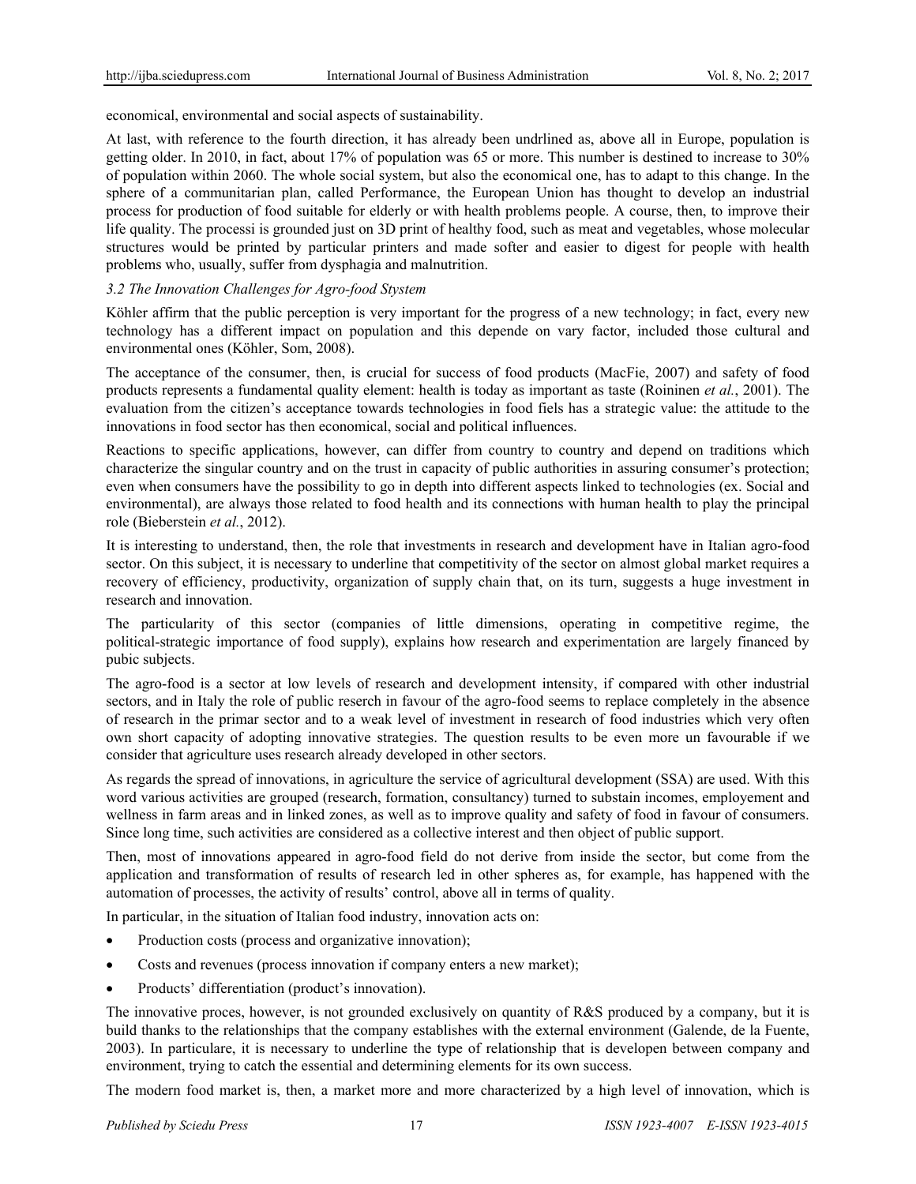economical, environmental and social aspects of sustainability.

At last, with reference to the fourth direction, it has already been undrlined as, above all in Europe, population is getting older. In 2010, in fact, about 17% of population was 65 or more. This number is destined to increase to 30% of population within 2060. The whole social system, but also the economical one, has to adapt to this change. In the sphere of a communitarian plan, called Performance, the European Union has thought to develop an industrial process for production of food suitable for elderly or with health problems people. A course, then, to improve their life quality. The processi is grounded just on 3D print of healthy food, such as meat and vegetables, whose molecular structures would be printed by particular printers and made softer and easier to digest for people with health problems who, usually, suffer from dysphagia and malnutrition.

### *3.2 The Innovation Challenges for Agro-food Stystem*

Köhler affirm that the public perception is very important for the progress of a new technology; in fact, every new technology has a different impact on population and this depende on vary factor, included those cultural and environmental ones (Köhler, Som, 2008).

The acceptance of the consumer, then, is crucial for success of food products (MacFie, 2007) and safety of food products represents a fundamental quality element: health is today as important as taste (Roininen *et al.*, 2001). The evaluation from the citizen's acceptance towards technologies in food fiels has a strategic value: the attitude to the innovations in food sector has then economical, social and political influences.

Reactions to specific applications, however, can differ from country to country and depend on traditions which characterize the singular country and on the trust in capacity of public authorities in assuring consumer's protection; even when consumers have the possibility to go in depth into different aspects linked to technologies (ex. Social and environmental), are always those related to food health and its connections with human health to play the principal role (Bieberstein *et al.*, 2012).

It is interesting to understand, then, the role that investments in research and development have in Italian agro-food sector. On this subject, it is necessary to underline that competitivity of the sector on almost global market requires a recovery of efficiency, productivity, organization of supply chain that, on its turn, suggests a huge investment in research and innovation.

The particularity of this sector (companies of little dimensions, operating in competitive regime, the political-strategic importance of food supply), explains how research and experimentation are largely financed by pubic subjects.

The agro-food is a sector at low levels of research and development intensity, if compared with other industrial sectors, and in Italy the role of public reserch in favour of the agro-food seems to replace completely in the absence of research in the primar sector and to a weak level of investment in research of food industries which very often own short capacity of adopting innovative strategies. The question results to be even more un favourable if we consider that agriculture uses research already developed in other sectors.

As regards the spread of innovations, in agriculture the service of agricultural development (SSA) are used. With this word various activities are grouped (research, formation, consultancy) turned to substain incomes, employement and wellness in farm areas and in linked zones, as well as to improve quality and safety of food in favour of consumers. Since long time, such activities are considered as a collective interest and then object of public support.

Then, most of innovations appeared in agro-food field do not derive from inside the sector, but come from the application and transformation of results of research led in other spheres as, for example, has happened with the automation of processes, the activity of results' control, above all in terms of quality.

In particular, in the situation of Italian food industry, innovation acts on:

- Production costs (process and organizative innovation);
- Costs and revenues (process innovation if company enters a new market);
- Products' differentiation (product's innovation).

The innovative proces, however, is not grounded exclusively on quantity of R&S produced by a company, but it is build thanks to the relationships that the company establishes with the external environment (Galende, de la Fuente, 2003). In particulare, it is necessary to underline the type of relationship that is developen between company and environment, trying to catch the essential and determining elements for its own success.

The modern food market is, then, a market more and more characterized by a high level of innovation, which is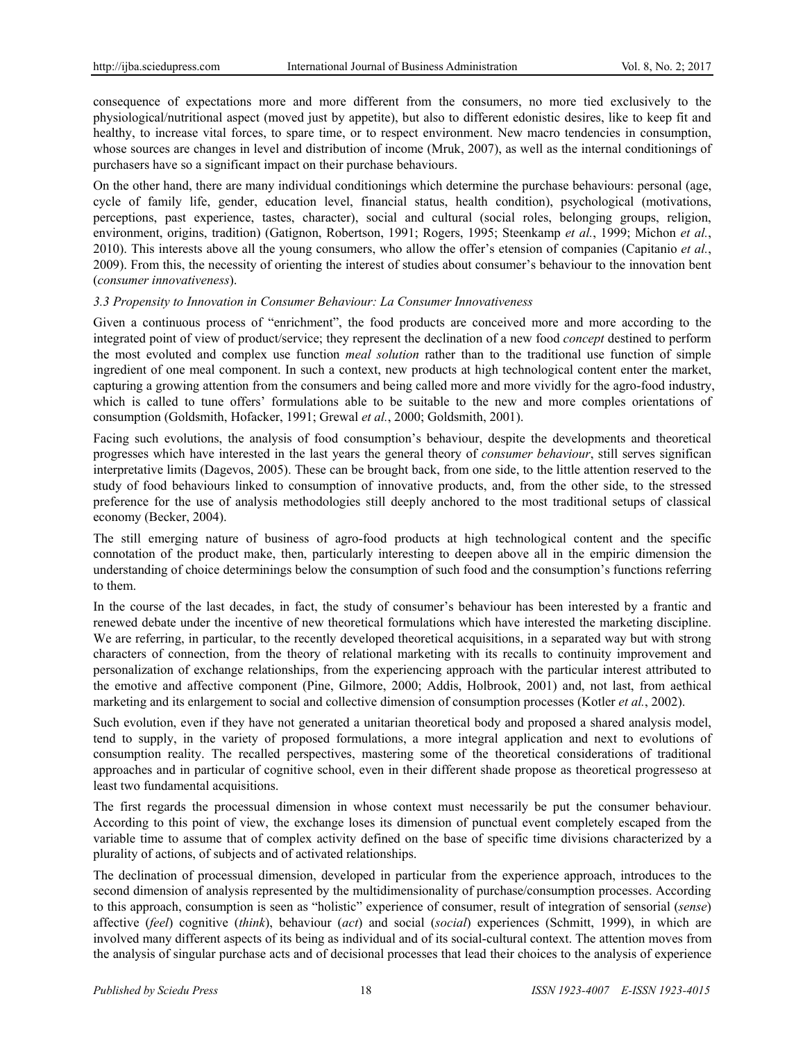consequence of expectations more and more different from the consumers, no more tied exclusively to the physiological/nutritional aspect (moved just by appetite), but also to different edonistic desires, like to keep fit and healthy, to increase vital forces, to spare time, or to respect environment. New macro tendencies in consumption, whose sources are changes in level and distribution of income (Mruk, 2007), as well as the internal conditionings of purchasers have so a significant impact on their purchase behaviours.

On the other hand, there are many individual conditionings which determine the purchase behaviours: personal (age, cycle of family life, gender, education level, financial status, health condition), psychological (motivations, perceptions, past experience, tastes, character), social and cultural (social roles, belonging groups, religion, environment, origins, tradition) (Gatignon, Robertson, 1991; Rogers, 1995; Steenkamp *et al.*, 1999; Michon *et al.*, 2010). This interests above all the young consumers, who allow the offer's etension of companies (Capitanio *et al.*, 2009). From this, the necessity of orienting the interest of studies about consumer's behaviour to the innovation bent (*consumer innovativeness*).

### *3.3 Propensity to Innovation in Consumer Behaviour: La Consumer Innovativeness*

Given a continuous process of "enrichment", the food products are conceived more and more according to the integrated point of view of product/service; they represent the declination of a new food *concept* destined to perform the most evoluted and complex use function *meal solution* rather than to the traditional use function of simple ingredient of one meal component. In such a context, new products at high technological content enter the market, capturing a growing attention from the consumers and being called more and more vividly for the agro-food industry, which is called to tune offers' formulations able to be suitable to the new and more comples orientations of consumption (Goldsmith, Hofacker, 1991; Grewal *et al.*, 2000; Goldsmith, 2001).

Facing such evolutions, the analysis of food consumption's behaviour, despite the developments and theoretical progresses which have interested in the last years the general theory of *consumer behaviour*, still serves significan interpretative limits (Dagevos, 2005). These can be brought back, from one side, to the little attention reserved to the study of food behaviours linked to consumption of innovative products, and, from the other side, to the stressed preference for the use of analysis methodologies still deeply anchored to the most traditional setups of classical economy (Becker, 2004).

The still emerging nature of business of agro-food products at high technological content and the specific connotation of the product make, then, particularly interesting to deepen above all in the empiric dimension the understanding of choice determinings below the consumption of such food and the consumption's functions referring to them.

In the course of the last decades, in fact, the study of consumer's behaviour has been interested by a frantic and renewed debate under the incentive of new theoretical formulations which have interested the marketing discipline. We are referring, in particular, to the recently developed theoretical acquisitions, in a separated way but with strong characters of connection, from the theory of relational marketing with its recalls to continuity improvement and personalization of exchange relationships, from the experiencing approach with the particular interest attributed to the emotive and affective component (Pine, Gilmore, 2000; Addis, Holbrook, 2001) and, not last, from aethical marketing and its enlargement to social and collective dimension of consumption processes (Kotler *et al.*, 2002).

Such evolution, even if they have not generated a unitarian theoretical body and proposed a shared analysis model, tend to supply, in the variety of proposed formulations, a more integral application and next to evolutions of consumption reality. The recalled perspectives, mastering some of the theoretical considerations of traditional approaches and in particular of cognitive school, even in their different shade propose as theoretical progresseso at least two fundamental acquisitions.

The first regards the processual dimension in whose context must necessarily be put the consumer behaviour. According to this point of view, the exchange loses its dimension of punctual event completely escaped from the variable time to assume that of complex activity defined on the base of specific time divisions characterized by a plurality of actions, of subjects and of activated relationships.

The declination of processual dimension, developed in particular from the experience approach, introduces to the second dimension of analysis represented by the multidimensionality of purchase/consumption processes. According to this approach, consumption is seen as "holistic" experience of consumer, result of integration of sensorial (*sense*) affective (*feel*) cognitive (*think*), behaviour (*act*) and social (*social*) experiences (Schmitt, 1999), in which are involved many different aspects of its being as individual and of its social-cultural context. The attention moves from the analysis of singular purchase acts and of decisional processes that lead their choices to the analysis of experience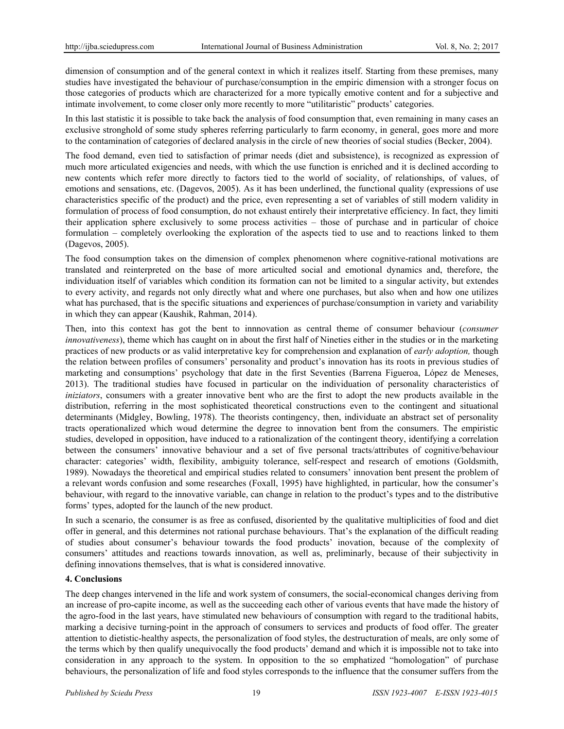dimension of consumption and of the general context in which it realizes itself. Starting from these premises, many studies have investigated the behaviour of purchase/consumption in the empiric dimension with a stronger focus on those categories of products which are characterized for a more typically emotive content and for a subjective and intimate involvement, to come closer only more recently to more "utilitaristic" products' categories.

In this last statistic it is possible to take back the analysis of food consumption that, even remaining in many cases an exclusive stronghold of some study spheres referring particularly to farm economy, in general, goes more and more to the contamination of categories of declared analysis in the circle of new theories of social studies (Becker, 2004).

The food demand, even tied to satisfaction of primar needs (diet and subsistence), is recognized as expression of much more articulated exigencies and needs, with which the use function is enriched and it is declined according to new contents which refer more directly to factors tied to the world of sociality, of relationships, of values, of emotions and sensations, etc. (Dagevos, 2005). As it has been underlined, the functional quality (expressions of use characteristics specific of the product) and the price, even representing a set of variables of still modern validity in formulation of process of food consumption, do not exhaust entirely their interpretative efficiency. In fact, they limiti their application sphere exclusively to some process activities – those of purchase and in particular of choice formulation – completely overlooking the exploration of the aspects tied to use and to reactions linked to them (Dagevos, 2005).

The food consumption takes on the dimension of complex phenomenon where cognitive-rational motivations are translated and reinterpreted on the base of more articulted social and emotional dynamics and, therefore, the individuation itself of variables which condition its formation can not be limited to a singular activity, but extendes to every activity, and regards not only directly what and where one purchases, but also when and how one utilizes what has purchased, that is the specific situations and experiences of purchase/consumption in variety and variability in which they can appear (Kaushik, Rahman, 2014).

Then, into this context has got the bent to innnovation as central theme of consumer behaviour (*consumer innovativeness*), theme which has caught on in about the first half of Nineties either in the studies or in the marketing practices of new products or as valid interpretative key for comprehension and explanation of *early adoption,* though the relation between profiles of consumers' personality and product's innovation has its roots in previous studies of marketing and consumptions' psychology that date in the first Seventies (Barrena Figueroa, López de Meneses, 2013). The traditional studies have focused in particular on the individuation of personality characteristics of *iniziators*, consumers with a greater innovative bent who are the first to adopt the new products available in the distribution, referring in the most sophisticated theoretical constructions even to the contingent and situational determinants (Midgley, Bowling, 1978). The theorists contingency, then, individuate an abstract set of personality tracts operationalized which woud determine the degree to innovation bent from the consumers. The empiristic studies, developed in opposition, have induced to a rationalization of the contingent theory, identifying a correlation between the consumers' innovative behaviour and a set of five personal tracts/attributes of cognitive/behaviour character: categories' width, flexibility, ambiguity tolerance, self-respect and research of emotions (Goldsmith, 1989). Nowadays the theoretical and empirical studies related to consumers' innovation bent present the problem of a relevant words confusion and some researches (Foxall, 1995) have highlighted, in particular, how the consumer's behaviour, with regard to the innovative variable, can change in relation to the product's types and to the distributive forms' types, adopted for the launch of the new product.

In such a scenario, the consumer is as free as confused, disoriented by the qualitative multiplicities of food and diet offer in general, and this determines not rational purchase behaviours. That's the explanation of the difficult reading of studies about consumer's behaviour towards the food products' inovation, because of the complexity of consumers' attitudes and reactions towards innovation, as well as, preliminarly, because of their subjectivity in defining innovations themselves, that is what is considered innovative.

## 4. Conclusions

The deep changes intervened in the life and work system of consumers, the social-economical changes deriving from an increase of pro-capite income, as well as the succeeding each other of various events that have made the history of the agro-food in the last years, have stimulated new behaviours of consumption with regard to the traditional habits, marking a decisive turning-point in the approach of consumers to services and products of food offer. The greater attention to dietistic-healthy aspects, the personalization of food styles, the destructuration of meals, are only some of the terms which by then qualify unequivocally the food products' demand and which it is impossible not to take into consideration in any approach to the system. In opposition to the so emphatized "homologation" of purchase behaviours, the personalization of life and food styles corresponds to the influence that the consumer suffers from the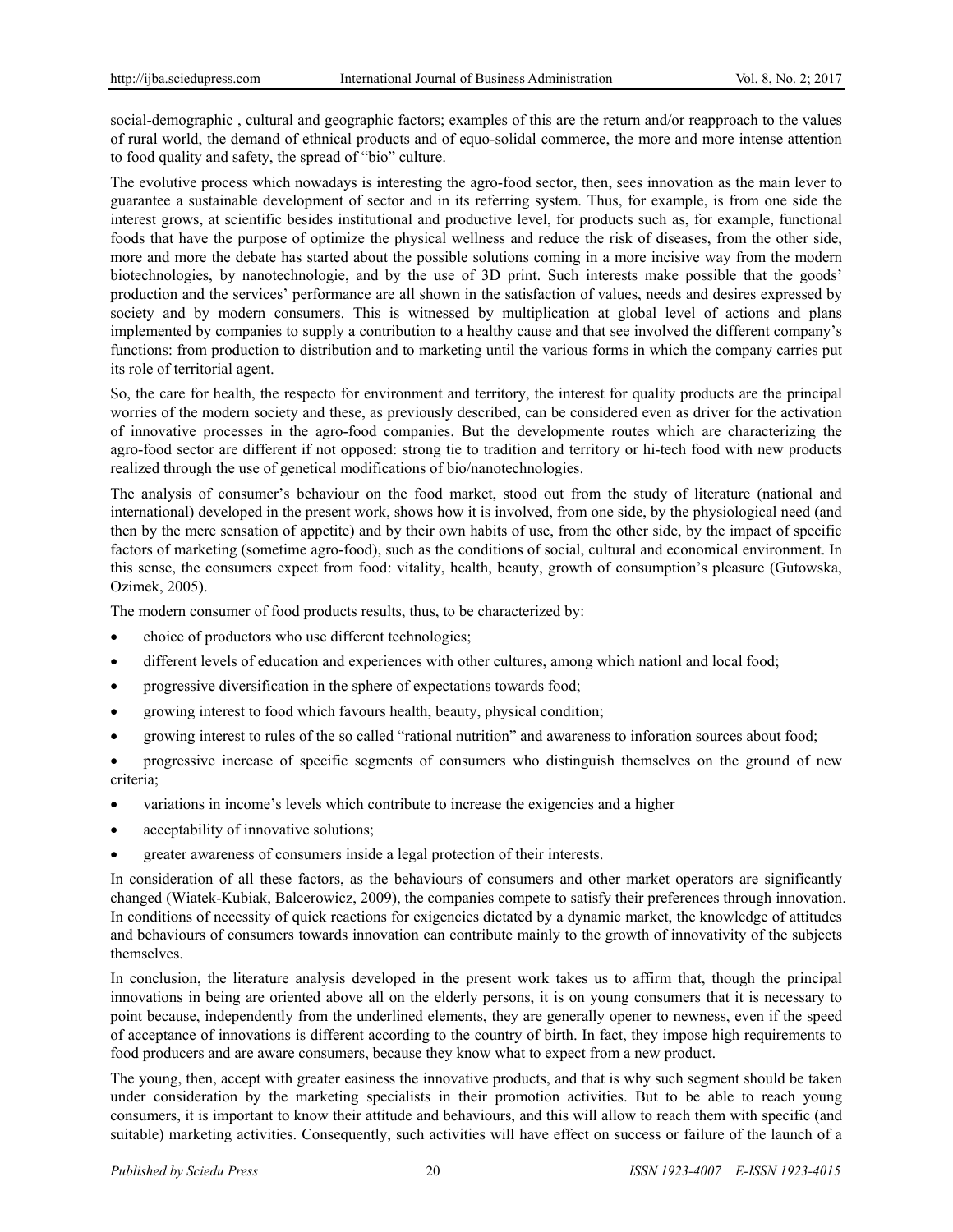social-demographic , cultural and geographic factors; examples of this are the return and/or reapproach to the values of rural world, the demand of ethnical products and of equo-solidal commerce, the more and more intense attention to food quality and safety, the spread of "bio" culture.

The evolutive process which nowadays is interesting the agro-food sector, then, sees innovation as the main lever to guarantee a sustainable development of sector and in its referring system. Thus, for example, is from one side the interest grows, at scientific besides institutional and productive level, for products such as, for example, functional foods that have the purpose of optimize the physical wellness and reduce the risk of diseases, from the other side, more and more the debate has started about the possible solutions coming in a more incisive way from the modern biotechnologies, by nanotechnologie, and by the use of 3D print. Such interests make possible that the goods' production and the services' performance are all shown in the satisfaction of values, needs and desires expressed by society and by modern consumers. This is witnessed by multiplication at global level of actions and plans implemented by companies to supply a contribution to a healthy cause and that see involved the different company's functions: from production to distribution and to marketing until the various forms in which the company carries put its role of territorial agent.

So, the care for health, the respecto for environment and territory, the interest for quality products are the principal worries of the modern society and these, as previously described, can be considered even as driver for the activation of innovative processes in the agro-food companies. But the developmente routes which are characterizing the agro-food sector are different if not opposed: strong tie to tradition and territory or hi-tech food with new products realized through the use of genetical modifications of bio/nanotechnologies.

The analysis of consumer's behaviour on the food market, stood out from the study of literature (national and international) developed in the present work, shows how it is involved, from one side, by the physiological need (and then by the mere sensation of appetite) and by their own habits of use, from the other side, by the impact of specific factors of marketing (sometime agro-food), such as the conditions of social, cultural and economical environment. In this sense, the consumers expect from food: vitality, health, beauty, growth of consumption's pleasure (Gutowska, Ozimek, 2005).

The modern consumer of food products results, thus, to be characterized by:

- choice of productors who use different technologies;
- different levels of education and experiences with other cultures, among which nationl and local food;
- progressive diversification in the sphere of expectations towards food;
- growing interest to food which favours health, beauty, physical condition;
- growing interest to rules of the so called "rational nutrition" and awareness to inforation sources about food;
- progressive increase of specific segments of consumers who distinguish themselves on the ground of new criteria;
- variations in income's levels which contribute to increase the exigencies and a higher
- acceptability of innovative solutions;
- greater awareness of consumers inside a legal protection of their interests.

In consideration of all these factors, as the behaviours of consumers and other market operators are significantly changed (Wiatek-Kubiak, Balcerowicz, 2009), the companies compete to satisfy their preferences through innovation. In conditions of necessity of quick reactions for exigencies dictated by a dynamic market, the knowledge of attitudes and behaviours of consumers towards innovation can contribute mainly to the growth of innovativity of the subjects themselves.

In conclusion, the literature analysis developed in the present work takes us to affirm that, though the principal innovations in being are oriented above all on the elderly persons, it is on young consumers that it is necessary to point because, independently from the underlined elements, they are generally opener to newness, even if the speed of acceptance of innovations is different according to the country of birth. In fact, they impose high requirements to food producers and are aware consumers, because they know what to expect from a new product.

The young, then, accept with greater easiness the innovative products, and that is why such segment should be taken under consideration by the marketing specialists in their promotion activities. But to be able to reach young consumers, it is important to know their attitude and behaviours, and this will allow to reach them with specific (and suitable) marketing activities. Consequently, such activities will have effect on success or failure of the launch of a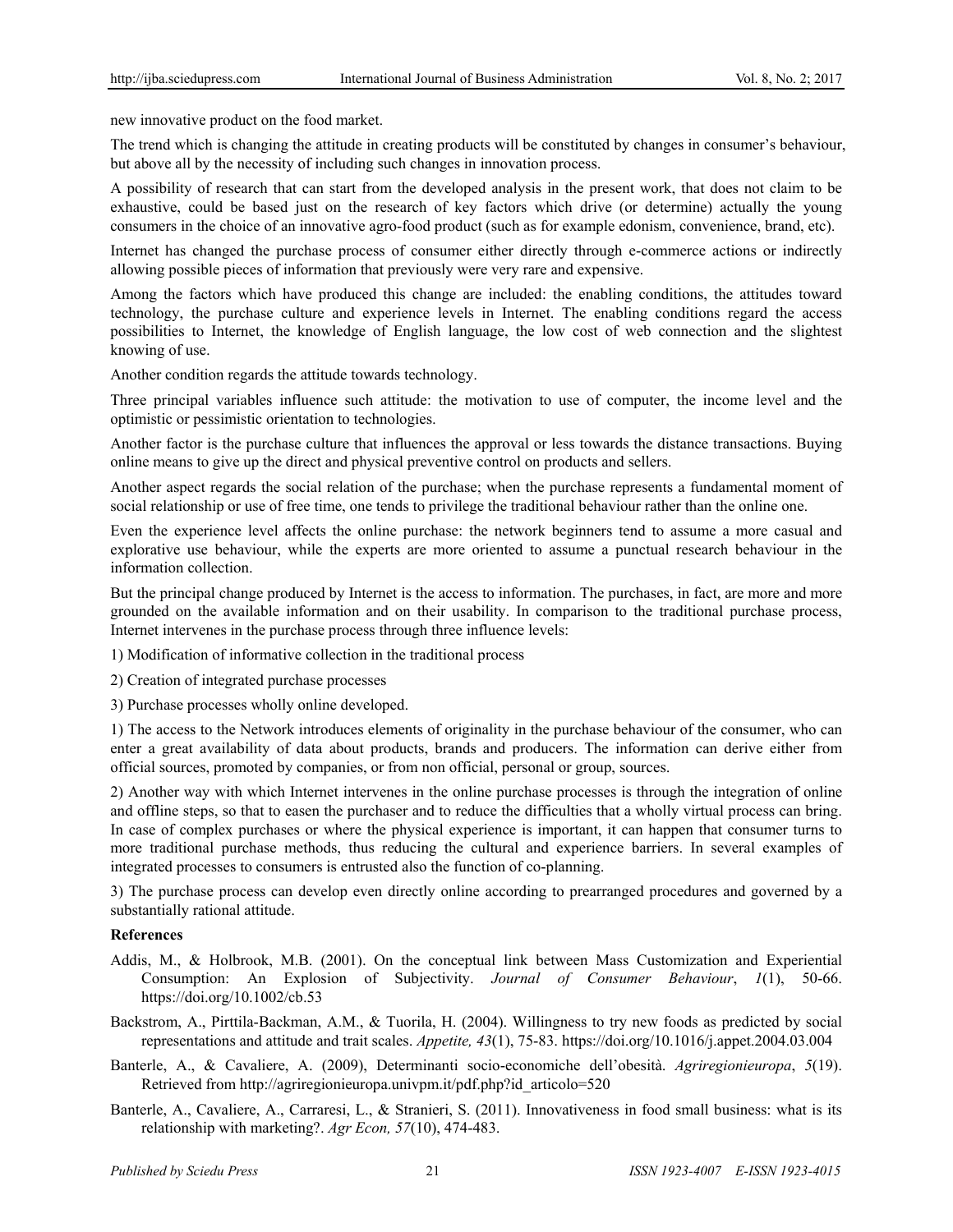new innovative product on the food market.

The trend which is changing the attitude in creating products will be constituted by changes in consumer's behaviour, but above all by the necessity of including such changes in innovation process.

A possibility of research that can start from the developed analysis in the present work, that does not claim to be exhaustive, could be based just on the research of key factors which drive (or determine) actually the young consumers in the choice of an innovative agro-food product (such as for example edonism, convenience, brand, etc).

Internet has changed the purchase process of consumer either directly through e-commerce actions or indirectly allowing possible pieces of information that previously were very rare and expensive.

Among the factors which have produced this change are included: the enabling conditions, the attitudes toward technology, the purchase culture and experience levels in Internet. The enabling conditions regard the access possibilities to Internet, the knowledge of English language, the low cost of web connection and the slightest knowing of use.

Another condition regards the attitude towards technology.

Three principal variables influence such attitude: the motivation to use of computer, the income level and the optimistic or pessimistic orientation to technologies.

Another factor is the purchase culture that influences the approval or less towards the distance transactions. Buying online means to give up the direct and physical preventive control on products and sellers.

Another aspect regards the social relation of the purchase; when the purchase represents a fundamental moment of social relationship or use of free time, one tends to privilege the traditional behaviour rather than the online one.

Even the experience level affects the online purchase: the network beginners tend to assume a more casual and explorative use behaviour, while the experts are more oriented to assume a punctual research behaviour in the information collection.

But the principal change produced by Internet is the access to information. The purchases, in fact, are more and more grounded on the available information and on their usability. In comparison to the traditional purchase process, Internet intervenes in the purchase process through three influence levels:

1) Modification of informative collection in the traditional process

2) Creation of integrated purchase processes

3) Purchase processes wholly online developed.

1) The access to the Network introduces elements of originality in the purchase behaviour of the consumer, who can enter a great availability of data about products, brands and producers. The information can derive either from official sources, promoted by companies, or from non official, personal or group, sources.

2) Another way with which Internet intervenes in the online purchase processes is through the integration of online and offline steps, so that to easen the purchaser and to reduce the difficulties that a wholly virtual process can bring. In case of complex purchases or where the physical experience is important, it can happen that consumer turns to more traditional purchase methods, thus reducing the cultural and experience barriers. In several examples of integrated processes to consumers is entrusted also the function of co-planning.

3) The purchase process can develop even directly online according to prearranged procedures and governed by a substantially rational attitude.

**References**

Addis, M., & Holbrook, M.B. (2001). On the conceptual link between Mass Customization and Experiential Consumption: An Explosion of Subjectivity. *Journal of Consumer Behaviour*, *1*(1), 50-66. https://doi.org/10.1002/cb.53

Backstrom, A., Pirttila-Backman, A.M., & Tuorila, H. (2004). Willingness to try new foods as predicted by social representations and attitude and trait scales. *Appetite, 43*(1), 75-83. https://doi.org/10.1016/j.appet.2004.03.004

Banterle, A., & Cavaliere, A. (2009), Determinanti socio-economiche dell'obesità. *Agriregionieuropa*, *5*(19). Retrieved from http://agriregionieuropa.univpm.it/pdf.php?id_articolo=520

Banterle, A., Cavaliere, A., Carraresi, L., & Stranieri, S. (2011). Innovativeness in food small business: what is its relationship with marketing?. *Agr Econ, 57*(10), 474-483.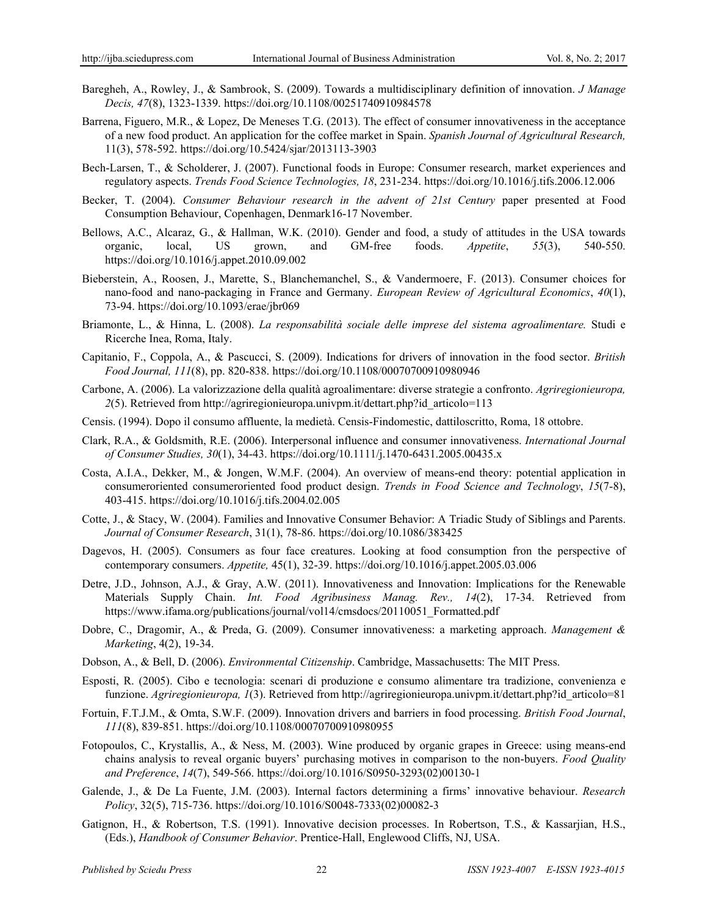Baregheh, A., Rowley, J., & Sambrook, S. (2009). Towards a multidisciplinary definition of innovation. *J Manage Decis, 47*(8), 1323-1339. https://doi.org/10.1108/00251740910984578

Barrena, Figuero, M.R., & Lopez, De Meneses T.G. (2013). The effect of consumer innovativeness in the acceptance of a new food product. An application for the coffee market in Spain. *Spanish Journal of Agricultural Research,* 11(3), 578-592. https://doi.org/10.5424/sjar/2013113-3903

Bech-Larsen, T., & Scholderer, J. (2007). Functional foods in Europe: Consumer research, market experiences and regulatory aspects. *Trends Food Science Technologies, 18*, 231-234. https://doi.org/10.1016/j.tifs.2006.12.006

Becker, T. (2004). *Consumer Behaviour research in the advent of 21st Century* paper presented at Food Consumption Behaviour, Copenhagen, Denmark16-17 November.

Bellows, A.C., Alcaraz, G., & Hallman, W.K. (2010). Gender and food, a study of attitudes in the USA towards organic, local, US grown, and GM-free foods. *Appetite*, *55*(3), 540-550. https://doi.org/10.1016/j.appet.2010.09.002

Bieberstein, A., Roosen, J., Marette, S., Blanchemanchel, S., & Vandermoere, F. (2013). Consumer choices for nano-food and nano-packaging in France and Germany. *European Review of Agricultural Economics*, *40*(1), 73-94. https://doi.org/10.1093/erae/jbr069

Briamonte, L., & Hinna, L. (2008). *La responsabilità sociale delle imprese del sistema agroalimentare.* Studi e Ricerche Inea, Roma, Italy.

Capitanio, F., Coppola, A., & Pascucci, S. (2009). Indications for drivers of innovation in the food sector. *British Food Journal, 111*(8), pp. 820-838. https://doi.org/10.1108/00070700910980946

Carbone, A. (2006). La valorizzazione della qualità agroalimentare: diverse strategie a confronto. *Agriregionieuropa, 2*(5). Retrieved from http://agriregionieuropa.univpm.it/dettart.php?id_articolo=113

Censis. (1994). Dopo il consumo affluente, la medietà. Censis-Findomestic, dattiloscritto, Roma, 18 ottobre.

Clark, R.A., & Goldsmith, R.E. (2006). Interpersonal influence and consumer innovativeness. *International Journal of Consumer Studies, 30*(1), 34-43. https://doi.org/10.1111/j.1470-6431.2005.00435.x

Costa, A.I.A., Dekker, M., & Jongen, W.M.F. (2004). An overview of means-end theory: potential application in consumeroriented consumeroriented food product design. *Trends in Food Science and Technology*, *15*(7-8), 403-415. https://doi.org/10.1016/j.tifs.2004.02.005

Cotte, J., & Stacy, W. (2004). Families and Innovative Consumer Behavior: A Triadic Study of Siblings and Parents. *Journal of Consumer Research*, 31(1), 78-86. https://doi.org/10.1086/383425

Dagevos, H. (2005). Consumers as four face creatures. Looking at food consumption fron the perspective of contemporary consumers. *Appetite,* 45(1), 32-39. https://doi.org/10.1016/j.appet.2005.03.006

Detre, J.D., Johnson, A.J., & Gray, A.W. (2011). Innovativeness and Innovation: Implications for the Renewable Materials Supply Chain. *Int. Food Agribusiness Manag. Rev., 14*(2), 17-34. Retrieved from https://www.ifama.org/publications/journal/vol14/cmsdocs/20110051_Formatted.pdf

Dobre, C., Dragomir, A., & Preda, G. (2009). Consumer innovativeness: a marketing approach. *Management & Marketing*, 4(2), 19-34.

Dobson, A., & Bell, D. (2006). *Environmental Citizenship*. Cambridge, Massachusetts: The MIT Press.

Esposti, R. (2005). Cibo e tecnologia: scenari di produzione e consumo alimentare tra tradizione, convenienza e funzione. *Agriregionieuropa, 1*(3). Retrieved from http://agriregionieuropa.univpm.it/dettart.php?id_articolo=81

Fortuin, F.T.J.M., & Omta, S.W.F. (2009). Innovation drivers and barriers in food processing. *British Food Journal*, *111*(8), 839-851. https://doi.org/10.1108/00070700910980955

Fotopoulos, C., Krystallis, A., & Ness, M. (2003). Wine produced by organic grapes in Greece: using means-end chains analysis to reveal organic buyers' purchasing motives in comparison to the non-buyers. *Food Quality and Preference*, *14*(7), 549-566. https://doi.org/10.1016/S0950-3293(02)00130-1

Galende, J., & De La Fuente, J.M. (2003). Internal factors determining a firms' innovative behaviour. *Research Policy*, 32(5), 715-736. https://doi.org/10.1016/S0048-7333(02)00082-3

Gatignon, H., & Robertson, T.S. (1991). Innovative decision processes. In Robertson, T.S., & Kassarjian, H.S., (Eds.), *Handbook of Consumer Behavior*. Prentice-Hall, Englewood Cliffs, NJ, USA.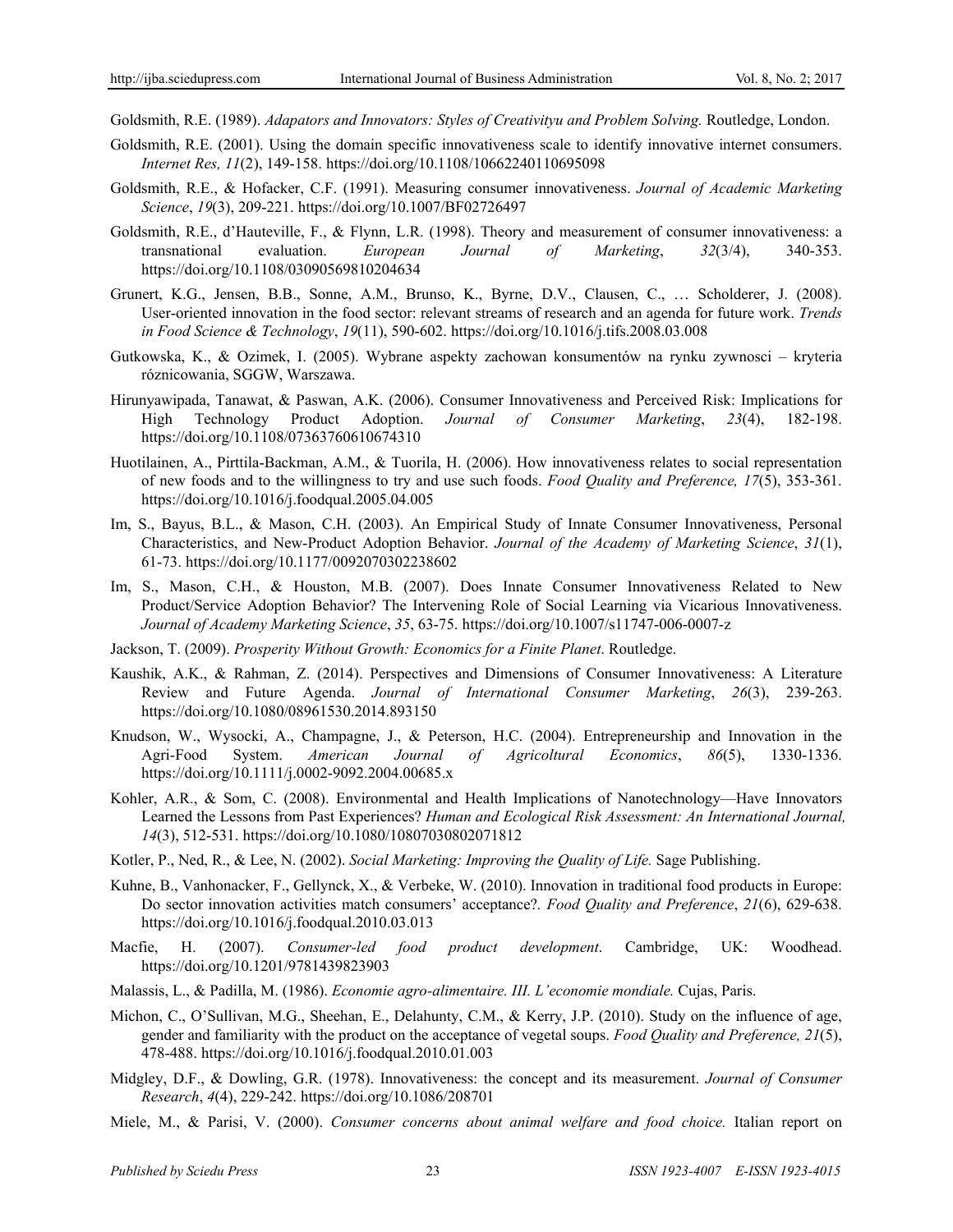Goldsmith, R.E. (1989). *Adapators and Innovators: Styles of Creativityu and Problem Solving.* Routledge, London.

Goldsmith, R.E. (2001). Using the domain specific innovativeness scale to identify innovative internet consumers. *Internet Res, 11*(2), 149-158. https://doi.org/10.1108/10662240110695098

Goldsmith, R.E., & Hofacker, C.F. (1991). Measuring consumer innovativeness. *Journal of Academic Marketing Science*, *19*(3), 209-221. https://doi.org/10.1007/BF02726497

Goldsmith, R.E., d'Hauteville, F., & Flynn, L.R. (1998). Theory and measurement of consumer innovativeness: a transnational evaluation. *European Journal of Marketing*, *32*(3/4), 340-353. https://doi.org/10.1108/03090569810204634

Grunert, K.G., Jensen, B.B., Sonne, A.M., Brunso, K., Byrne, D.V., Clausen, C., … Scholderer, J. (2008). User-oriented innovation in the food sector: relevant streams of research and an agenda for future work. *Trends in Food Science & Technology*, *19*(11), 590-602. https://doi.org/10.1016/j.tifs.2008.03.008

Gutkowska, K., & Ozimek, I. (2005). Wybrane aspekty zachowan konsumentów na rynku zywnosci – kryteria róznicowania, SGGW, Warszawa.

Hirunyawipada, Tanawat, & Paswan, A.K. (2006). Consumer Innovativeness and Perceived Risk: Implications for High Technology Product Adoption. *Journal of Consumer Marketing*, *23*(4), 182-198. https://doi.org/10.1108/07363760610674310

Huotilainen, A., Pirttila-Backman, A.M., & Tuorila, H. (2006). How innovativeness relates to social representation of new foods and to the willingness to try and use such foods. *Food Quality and Preference, 17*(5), 353-361. https://doi.org/10.1016/j.foodqual.2005.04.005

Im, S., Bayus, B.L., & Mason, C.H. (2003). An Empirical Study of Innate Consumer Innovativeness, Personal Characteristics, and New-Product Adoption Behavior. *Journal of the Academy of Marketing Science*, *31*(1), 61-73. https://doi.org/10.1177/0092070302238602

Im, S., Mason, C.H., & Houston, M.B. (2007). Does Innate Consumer Innovativeness Related to New Product/Service Adoption Behavior? The Intervening Role of Social Learning via Vicarious Innovativeness. *Journal of Academy Marketing Science*, *35*, 63-75. https://doi.org/10.1007/s11747-006-0007-z

Jackson, T. (2009). *Prosperity Without Growth: Economics for a Finite Planet*. Routledge.

Kaushik, A.K., & Rahman, Z. (2014). Perspectives and Dimensions of Consumer Innovativeness: A Literature Review and Future Agenda. *Journal of International Consumer Marketing*, *26*(3), 239-263. https://doi.org/10.1080/08961530.2014.893150

Knudson, W., Wysocki, A., Champagne, J., & Peterson, H.C. (2004). Entrepreneurship and Innovation in the Agri-Food System. *American Journal of Agricoltural Economics*, *86*(5), 1330-1336. https://doi.org/10.1111/j.0002-9092.2004.00685.x

Kohler, A.R., & Som, C. (2008). Environmental and Health Implications of Nanotechnology—Have Innovators Learned the Lessons from Past Experiences? *Human and Ecological Risk Assessment: An International Journal, 14*(3), 512-531. https://doi.org/10.1080/10807030802071812

Kotler, P., Ned, R., & Lee, N. (2002). *Social Marketing: Improving the Quality of Life.* Sage Publishing.

Kuhne, B., Vanhonacker, F., Gellynck, X., & Verbeke, W. (2010). Innovation in traditional food products in Europe: Do sector innovation activities match consumers' acceptance?. *Food Quality and Preference*, *21*(6), 629-638. https://doi.org/10.1016/j.foodqual.2010.03.013

Macfie, H. (2007). *Consumer-led food product development*. Cambridge, UK: Woodhead. https://doi.org/10.1201/9781439823903

Malassis, L., & Padilla, M. (1986). *Economie agro-alimentaire. III. L'economie mondiale.* Cujas, Paris.

Michon, C., O'Sullivan, M.G., Sheehan, E., Delahunty, C.M., & Kerry, J.P. (2010). Study on the influence of age, gender and familiarity with the product on the acceptance of vegetal soups. *Food Quality and Preference, 21*(5), 478-488. https://doi.org/10.1016/j.foodqual.2010.01.003

Midgley, D.F., & Dowling, G.R. (1978). Innovativeness: the concept and its measurement. *Journal of Consumer Research*, *4*(4), 229-242. https://doi.org/10.1086/208701

Miele, M., & Parisi, V. (2000). *Consumer concerns about animal welfare and food choice.* Italian report on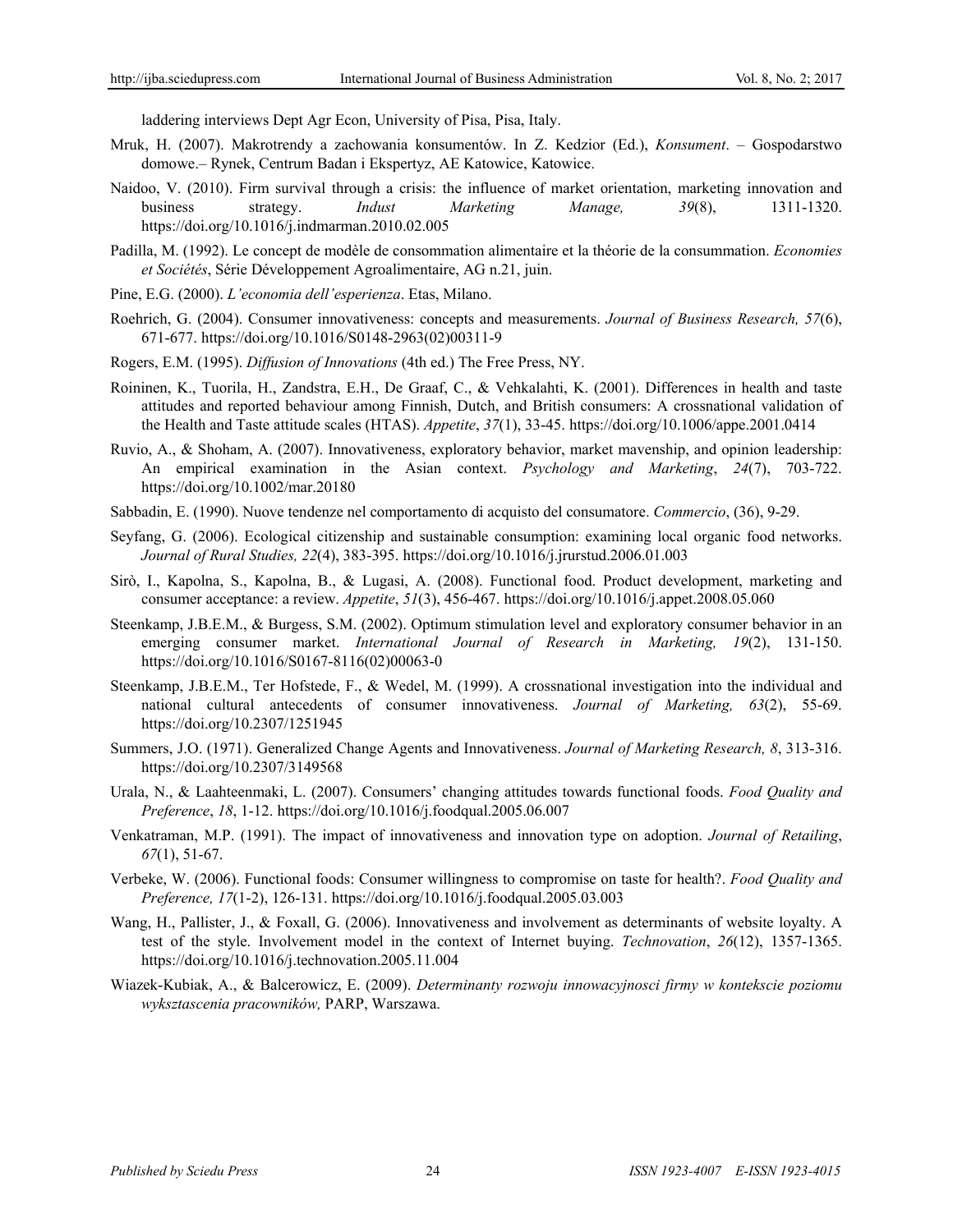laddering interviews Dept Agr Econ, University of Pisa, Pisa, Italy.

Mruk, H. (2007). Makrotrendy a zachowania konsumentów. In Z. Kedzior (Ed.), *Konsument*. – Gospodarstwo domowe.– Rynek, Centrum Badan i Ekspertyz, AE Katowice, Katowice.

Naidoo, V. (2010). Firm survival through a crisis: the influence of market orientation, marketing innovation and business strategy. *Indust Marketing Manage, 39*(8), 1311-1320. https://doi.org/10.1016/j.indmarman.2010.02.005

Padilla, M. (1992). Le concept de modèle de consommation alimentaire et la théorie de la consummation. *Economies et Sociétés*, Série Développement Agroalimentaire, AG n.21, juin.

Pine, E.G. (2000). *L'economia dell'esperienza*. Etas, Milano.

Roehrich, G. (2004). Consumer innovativeness: concepts and measurements. *Journal of Business Research, 57*(6), 671-677. https://doi.org/10.1016/S0148-2963(02)00311-9

Rogers, E.M. (1995). *Diffusion of Innovations* (4th ed.) The Free Press, NY.

Roininen, K., Tuorila, H., Zandstra, E.H., De Graaf, C., & Vehkalahti, K. (2001). Differences in health and taste attitudes and reported behaviour among Finnish, Dutch, and British consumers: A crossnational validation of the Health and Taste attitude scales (HTAS). *Appetite*, *37*(1), 33-45. https://doi.org/10.1006/appe.2001.0414

Ruvio, A., & Shoham, A. (2007). Innovativeness, exploratory behavior, market mavenship, and opinion leadership: An empirical examination in the Asian context. *Psychology and Marketing*, *24*(7), 703-722. https://doi.org/10.1002/mar.20180

Sabbadin, E. (1990). Nuove tendenze nel comportamento di acquisto del consumatore. *Commercio*, (36), 9-29.

Seyfang, G. (2006). Ecological citizenship and sustainable consumption: examining local organic food networks. *Journal of Rural Studies, 22*(4), 383-395. https://doi.org/10.1016/j.jrurstud.2006.01.003

Sirò, I., Kapolna, S., Kapolna, B., & Lugasi, A. (2008). Functional food. Product development, marketing and consumer acceptance: a review. *Appetite*, *51*(3), 456-467. https://doi.org/10.1016/j.appet.2008.05.060

Steenkamp, J.B.E.M., & Burgess, S.M. (2002). Optimum stimulation level and exploratory consumer behavior in an emerging consumer market. *International Journal of Research in Marketing, 19*(2), 131-150. https://doi.org/10.1016/S0167-8116(02)00063-0

Steenkamp, J.B.E.M., Ter Hofstede, F., & Wedel, M. (1999). A crossnational investigation into the individual and national cultural antecedents of consumer innovativeness. *Journal of Marketing, 63*(2), 55-69. https://doi.org/10.2307/1251945

Summers, J.O. (1971). Generalized Change Agents and Innovativeness. *Journal of Marketing Research, 8*, 313-316. https://doi.org/10.2307/3149568

Urala, N., & Laahteenmaki, L. (2007). Consumers' changing attitudes towards functional foods. *Food Quality and Preference*, *18*, 1-12. https://doi.org/10.1016/j.foodqual.2005.06.007

Venkatraman, M.P. (1991). The impact of innovativeness and innovation type on adoption. *Journal of Retailing*, *67*(1), 51-67.

Verbeke, W. (2006). Functional foods: Consumer willingness to compromise on taste for health?. *Food Quality and Preference, 17*(1-2), 126-131. https://doi.org/10.1016/j.foodqual.2005.03.003

Wang, H., Pallister, J., & Foxall, G. (2006). Innovativeness and involvement as determinants of website loyalty. A test of the style. Involvement model in the context of Internet buying. *Technovation*, *26*(12), 1357-1365. https://doi.org/10.1016/j.technovation.2005.11.004

Wiazek-Kubiak, A., & Balcerowicz, E. (2009). *Determinanty rozwoju innowacyjnosci firmy w kontekscie poziomu wyksztascenia pracowników,* PARP, Warszawa.